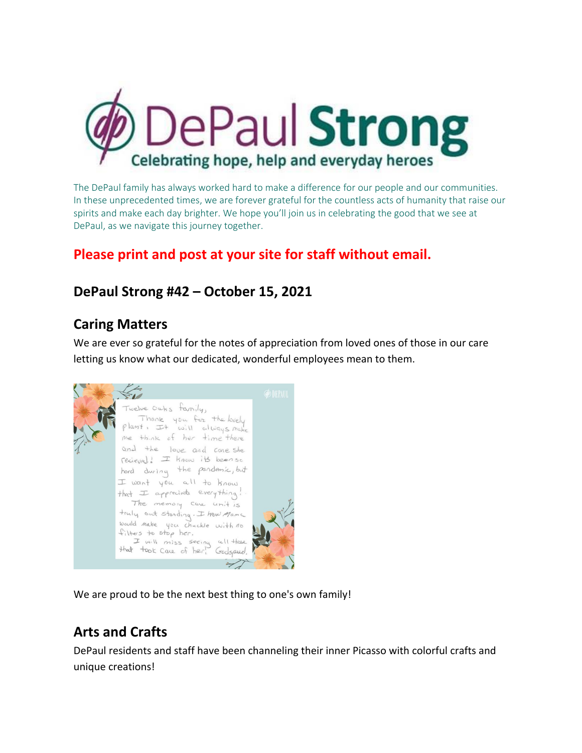# DePaul Strong

Celebrating hope, help and everyday heroes

The DePaul family has always worked hard to make a difference for our people and our communities. In these unprecedented times, we are forever grateful for the countless acts of humanity that raise our spirits and make each day brighter. We hope you'll join us in celebrating the good that we see at DePaul, as we navigate this journey together.

**Please print and post at your site for staff without email.**

## DePaul Strong #42 – October 15, 2021

## Caring Matters

We are ever so grateful for the notes of appreciation from loved ones of those in our care letting us know what our dedicated, wonderful employees mean to them.

Twelve Oaks family,
Thank you for the lovely plant. It will always make me think of her time there and the love and care she recieved! I know it's been so hard during the pandemic, but I want you all to know that I appreciate everything! The memory care unit is truly out standing. I know Mama would make you chuckle with no filters to stop her.
I will miss seeing all those that took care of her! Godspeed.

We are proud to be the next best thing to one's own family!

## Arts and Crafts

DePaul residents and staff have been channeling their inner Picasso with colorful crafts and unique creations!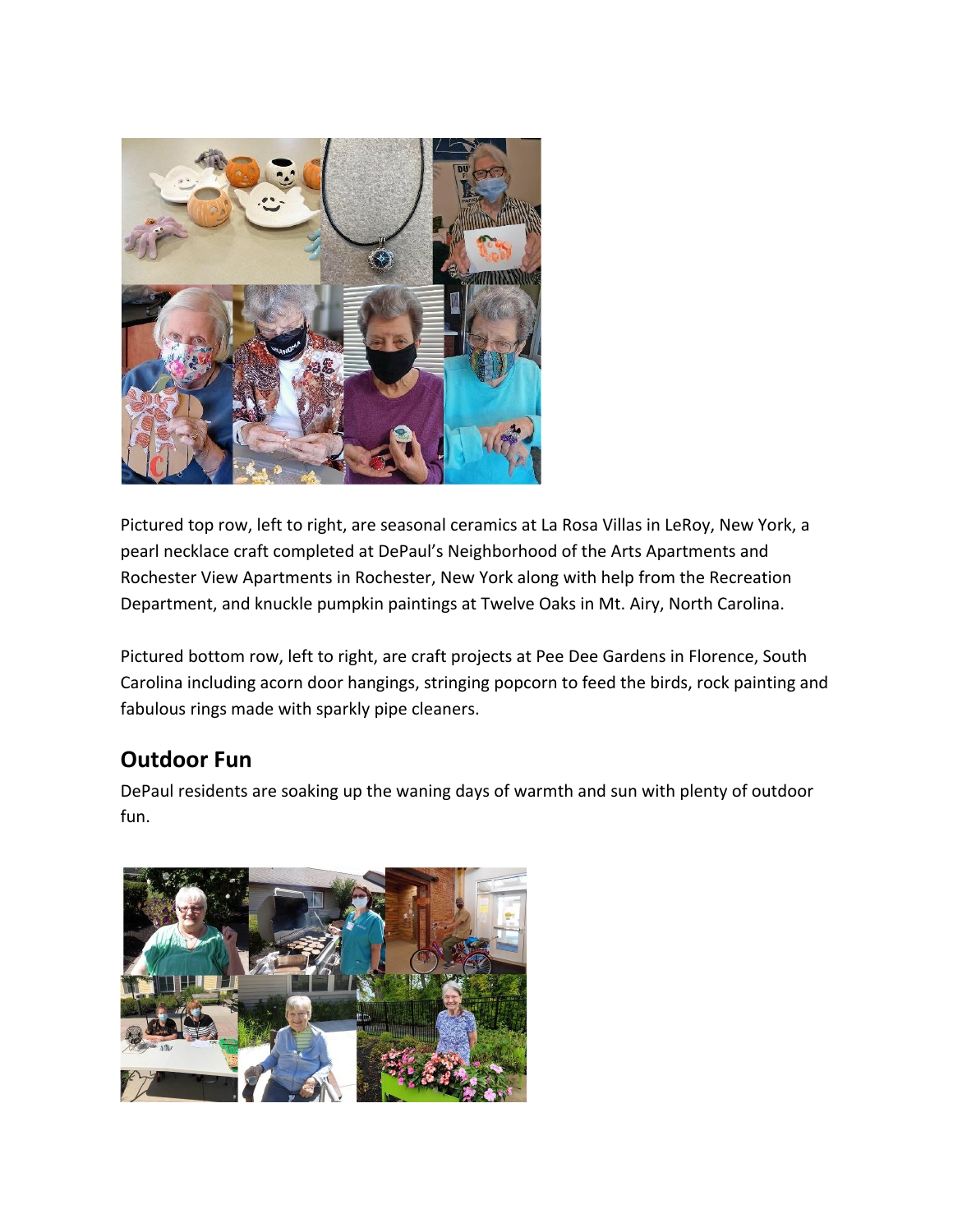Pictured top row, left to right, are seasonal ceramics at La Rosa Villas in LeRoy, New York, a pearl necklace craft completed at DePaul's Neighborhood of the Arts Apartments and Rochester View Apartments in Rochester, New York along with help from the Recreation Department, and knuckle pumpkin paintings at Twelve Oaks in Mt. Airy, North Carolina.

Pictured bottom row, left to right, are craft projects at Pee Dee Gardens in Florence, South Carolina including acorn door hangings, stringing popcorn to feed the birds, rock painting and fabulous rings made with sparkly pipe cleaners.

## Outdoor Fun

DePaul residents are soaking up the waning days of warmth and sun with plenty of outdoor fun.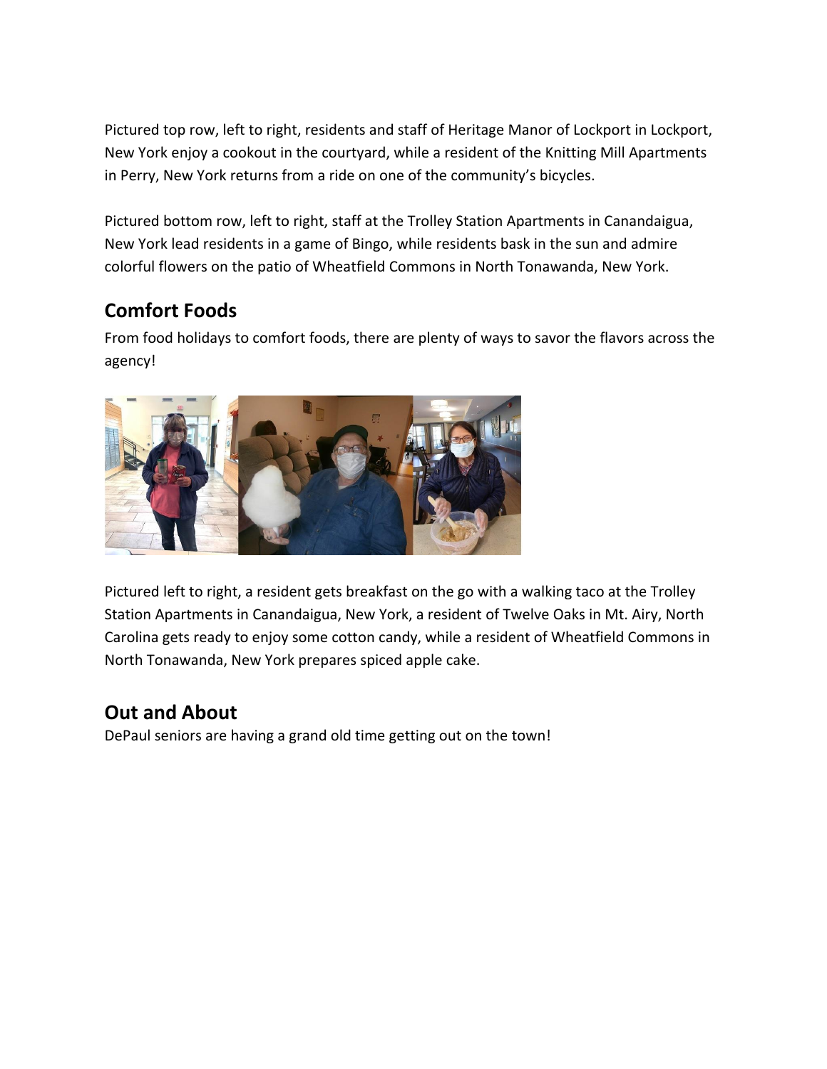Pictured top row, left to right, residents and staff of Heritage Manor of Lockport in Lockport, New York enjoy a cookout in the courtyard, while a resident of the Knitting Mill Apartments in Perry, New York returns from a ride on one of the community's bicycles.

Pictured bottom row, left to right, staff at the Trolley Station Apartments in Canandaigua, New York lead residents in a game of Bingo, while residents bask in the sun and admire colorful flowers on the patio of Wheatfield Commons in North Tonawanda, New York.

## Comfort Foods

From food holidays to comfort foods, there are plenty of ways to savor the flavors across the agency!

Pictured left to right, a resident gets breakfast on the go with a walking taco at the Trolley Station Apartments in Canandaigua, New York, a resident of Twelve Oaks in Mt. Airy, North Carolina gets ready to enjoy some cotton candy, while a resident of Wheatfield Commons in North Tonawanda, New York prepares spiced apple cake.

## Out and About

DePaul seniors are having a grand old time getting out on the town!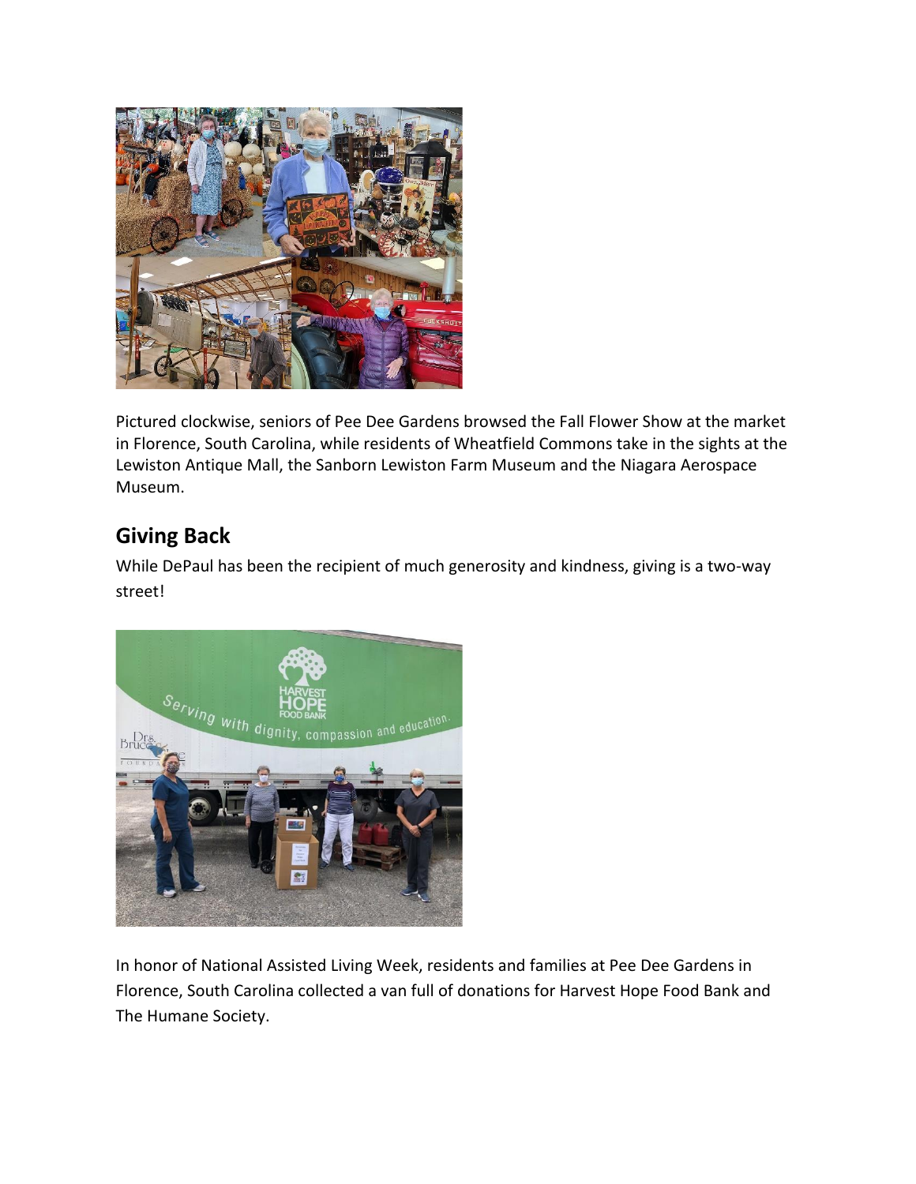Pictured clockwise, seniors of Pee Dee Gardens browsed the Fall Flower Show at the market in Florence, South Carolina, while residents of Wheatfield Commons take in the sights at the Lewiston Antique Mall, the Sanborn Lewiston Farm Museum and the Niagara Aerospace Museum.

## Giving Back

While DePaul has been the recipient of much generosity and kindness, giving is a two-way street!

In honor of National Assisted Living Week, residents and families at Pee Dee Gardens in Florence, South Carolina collected a van full of donations for Harvest Hope Food Bank and The Humane Society.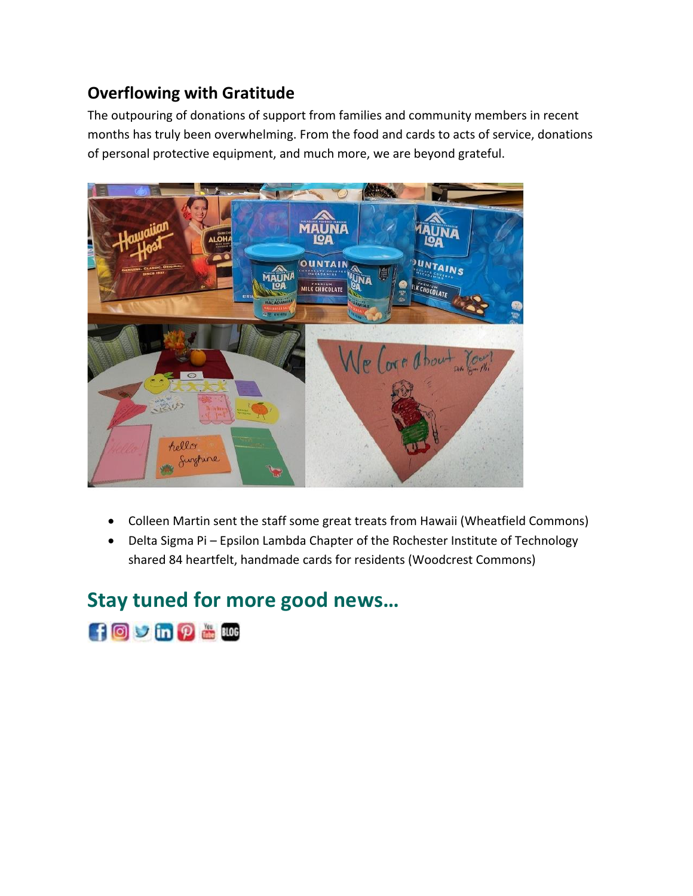## Overflowing with Gratitude

The outpouring of donations of support from families and community members in recent months has truly been overwhelming. From the food and cards to acts of service, donations of personal protective equipment, and much more, we are beyond grateful.

- Colleen Martin sent the staff some great treats from Hawaii (Wheatfield Commons)
- Delta Sigma Pi – Epsilon Lambda Chapter of the Rochester Institute of Technology shared 84 heartfelt, handmade cards for residents (Woodcrest Commons)

# Stay tuned for more good news…